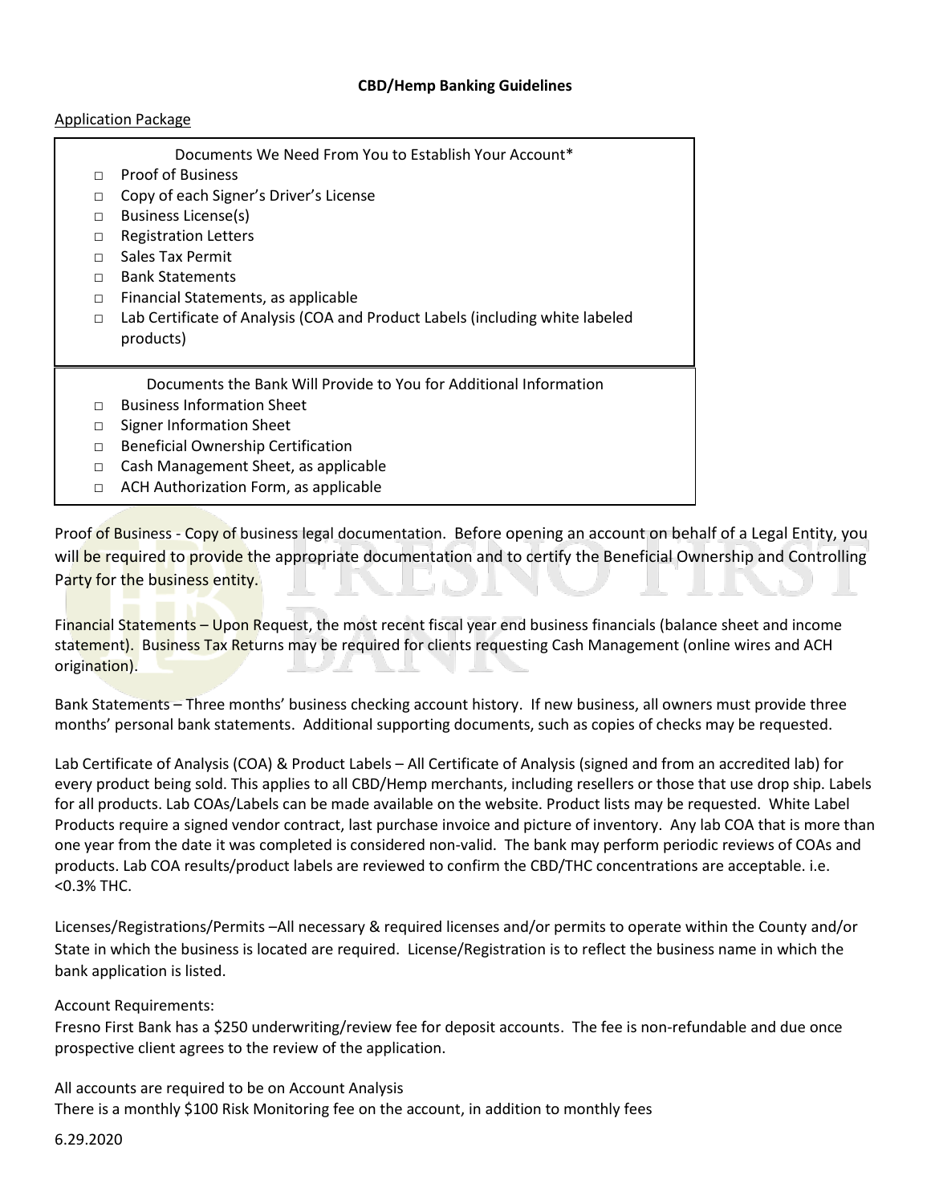# CBD/Hemp Banking Guidelines

Application Package

Documents We Need From You to Establish Your Account*

- ☐ Proof of Business
- ☐ Copy of each Signer's Driver's License
- ☐ Business License(s)
- ☐ Registration Letters
- ☐ Sales Tax Permit
- ☐ Bank Statements
- ☐ Financial Statements, as applicable
- ☐ Lab Certificate of Analysis (COA and Product Labels (including white labeled products)

Documents the Bank Will Provide to You for Additional Information

- ☐ Business Information Sheet
- ☐ Signer Information Sheet
- ☐ Beneficial Ownership Certification
- ☐ Cash Management Sheet, as applicable
- ☐ ACH Authorization Form, as applicable

Proof of Business - Copy of business legal documentation. Before opening an account on behalf of a Legal Entity, you will be required to provide the appropriate documentation and to certify the Beneficial Ownership and Controlling Party for the business entity.

Financial Statements – Upon Request, the most recent fiscal year end business financials (balance sheet and income statement). Business Tax Returns may be required for clients requesting Cash Management (online wires and ACH origination).

Bank Statements – Three months' business checking account history. If new business, all owners must provide three months' personal bank statements. Additional supporting documents, such as copies of checks may be requested.

Lab Certificate of Analysis (COA) & Product Labels – All Certificate of Analysis (signed and from an accredited lab) for every product being sold. This applies to all CBD/Hemp merchants, including resellers or those that use drop ship. Labels for all products. Lab COAs/Labels can be made available on the website. Product lists may be requested. White Label Products require a signed vendor contract, last purchase invoice and picture of inventory. Any lab COA that is more than one year from the date it was completed is considered non-valid. The bank may perform periodic reviews of COAs and products. Lab COA results/product labels are reviewed to confirm the CBD/THC concentrations are acceptable. i.e. <0.3% THC.

Licenses/Registrations/Permits –All necessary & required licenses and/or permits to operate within the County and/or State in which the business is located are required. License/Registration is to reflect the business name in which the bank application is listed.

Account Requirements:

Fresno First Bank has a $250 underwriting/review fee for deposit accounts. The fee is non-refundable and due once prospective client agrees to the review of the application.

All accounts are required to be on Account Analysis

There is a monthly $100 Risk Monitoring fee on the account, in addition to monthly fees

6.29.2020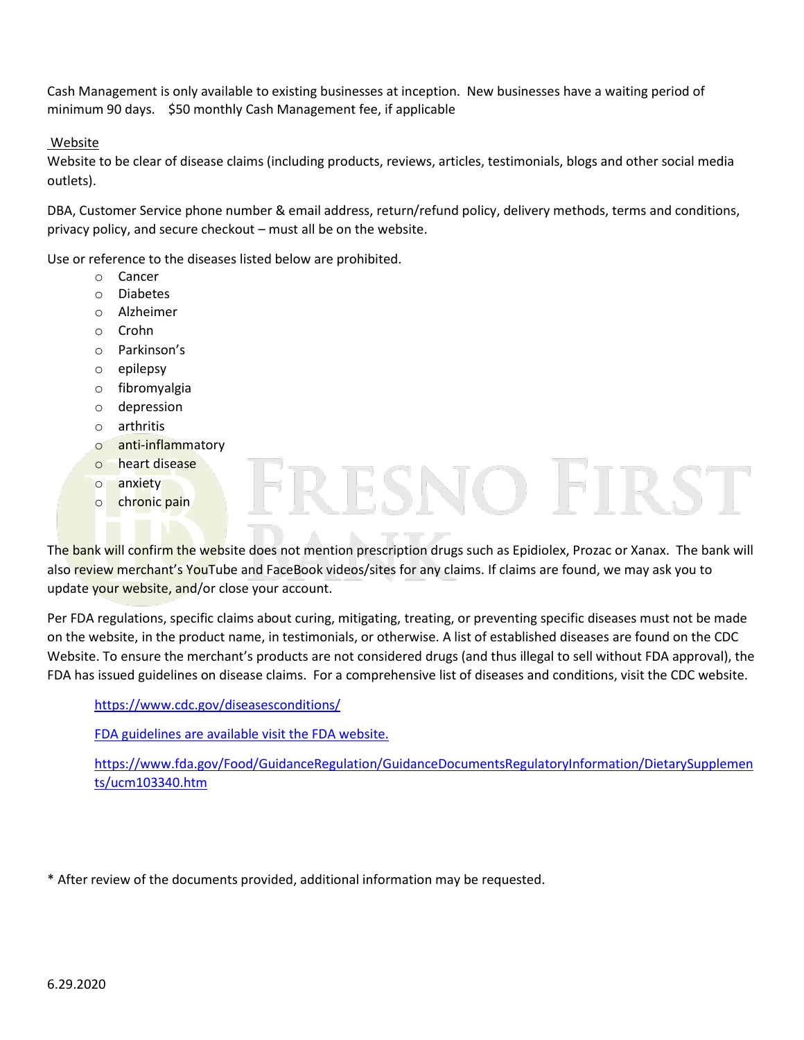Cash Management is only available to existing businesses at inception. New businesses have a waiting period of minimum 90 days. $50 monthly Cash Management fee, if applicable

Website

Website to be clear of disease claims (including products, reviews, articles, testimonials, blogs and other social media outlets).

DBA, Customer Service phone number & email address, return/refund policy, delivery methods, terms and conditions, privacy policy, and secure checkout – must all be on the website.

Use or reference to the diseases listed below are prohibited.

- Cancer
- Diabetes
- Alzheimer
- Crohn
- Parkinson's
- epilepsy
- fibromyalgia
- depression
- arthritis
- anti-inflammatory
- heart disease
- anxiety
- chronic pain

The bank will confirm the website does not mention prescription drugs such as Epidiolex, Prozac or Xanax. The bank will also review merchant's YouTube and FaceBook videos/sites for any claims. If claims are found, we may ask you to update your website, and/or close your account.

Per FDA regulations, specific claims about curing, mitigating, treating, or preventing specific diseases must not be made on the website, in the product name, in testimonials, or otherwise. A list of established diseases are found on the CDC Website. To ensure the merchant's products are not considered drugs (and thus illegal to sell without FDA approval), the FDA has issued guidelines on disease claims. For a comprehensive list of diseases and conditions, visit the CDC website.

https://www.cdc.gov/diseasesconditions/

FDA guidelines are available visit the FDA website.

https://www.fda.gov/Food/GuidanceRegulation/GuidanceDocumentsRegulatoryInformation/DietarySupplements/ucm103340.htm

* After review of the documents provided, additional information may be requested.

6.29.2020